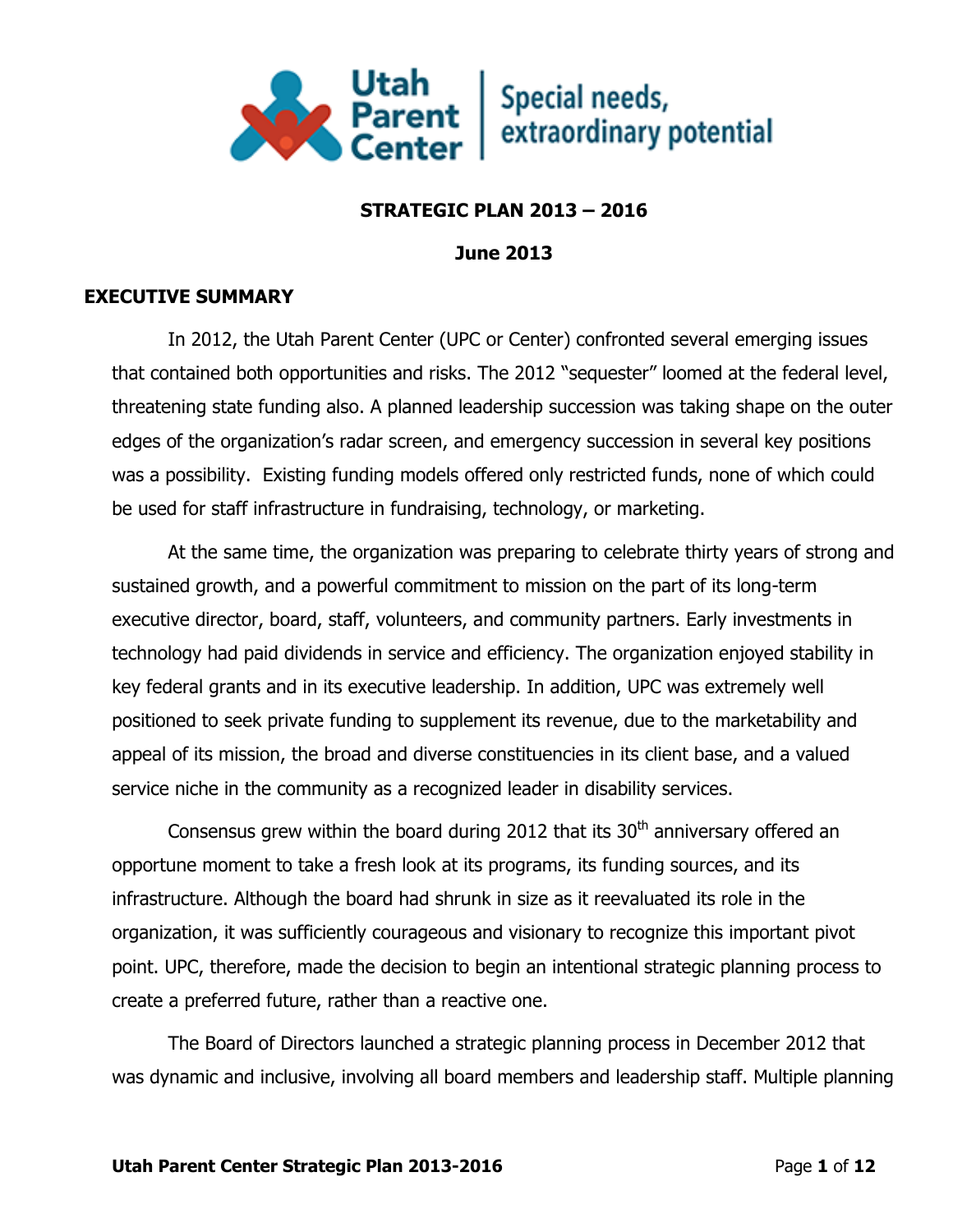Utah Parent Center | Special needs, extraordinary potential

**STRATEGIC PLAN 2013 – 2016**

**June 2013**

## EXECUTIVE SUMMARY

In 2012, the Utah Parent Center (UPC or Center) confronted several emerging issues that contained both opportunities and risks. The 2012 "sequester" loomed at the federal level, threatening state funding also. A planned leadership succession was taking shape on the outer edges of the organization's radar screen, and emergency succession in several key positions was a possibility. Existing funding models offered only restricted funds, none of which could be used for staff infrastructure in fundraising, technology, or marketing.

At the same time, the organization was preparing to celebrate thirty years of strong and sustained growth, and a powerful commitment to mission on the part of its long-term executive director, board, staff, volunteers, and community partners. Early investments in technology had paid dividends in service and efficiency. The organization enjoyed stability in key federal grants and in its executive leadership. In addition, UPC was extremely well positioned to seek private funding to supplement its revenue, due to the marketability and appeal of its mission, the broad and diverse constituencies in its client base, and a valued service niche in the community as a recognized leader in disability services.

Consensus grew within the board during 2012 that its 30th anniversary offered an opportune moment to take a fresh look at its programs, its funding sources, and its infrastructure. Although the board had shrunk in size as it reevaluated its role in the organization, it was sufficiently courageous and visionary to recognize this important pivot point. UPC, therefore, made the decision to begin an intentional strategic planning process to create a preferred future, rather than a reactive one.

The Board of Directors launched a strategic planning process in December 2012 that was dynamic and inclusive, involving all board members and leadership staff. Multiple planning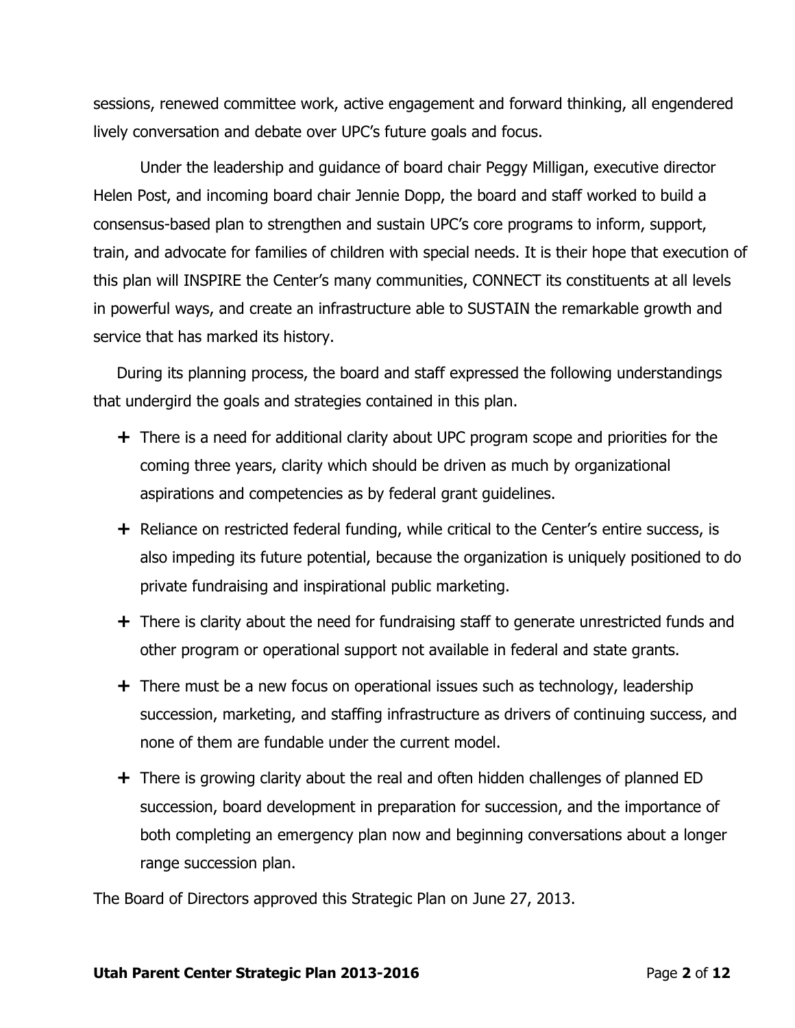sessions, renewed committee work, active engagement and forward thinking, all engendered lively conversation and debate over UPC's future goals and focus.

Under the leadership and guidance of board chair Peggy Milligan, executive director Helen Post, and incoming board chair Jennie Dopp, the board and staff worked to build a consensus-based plan to strengthen and sustain UPC's core programs to inform, support, train, and advocate for families of children with special needs. It is their hope that execution of this plan will INSPIRE the Center's many communities, CONNECT its constituents at all levels in powerful ways, and create an infrastructure able to SUSTAIN the remarkable growth and service that has marked its history.

During its planning process, the board and staff expressed the following understandings that undergird the goals and strategies contained in this plan.

- There is a need for additional clarity about UPC program scope and priorities for the coming three years, clarity which should be driven as much by organizational aspirations and competencies as by federal grant guidelines.
- Reliance on restricted federal funding, while critical to the Center's entire success, is also impeding its future potential, because the organization is uniquely positioned to do private fundraising and inspirational public marketing.
- There is clarity about the need for fundraising staff to generate unrestricted funds and other program or operational support not available in federal and state grants.
- There must be a new focus on operational issues such as technology, leadership succession, marketing, and staffing infrastructure as drivers of continuing success, and none of them are fundable under the current model.
- There is growing clarity about the real and often hidden challenges of planned ED succession, board development in preparation for succession, and the importance of both completing an emergency plan now and beginning conversations about a longer range succession plan.

The Board of Directors approved this Strategic Plan on June 27, 2013.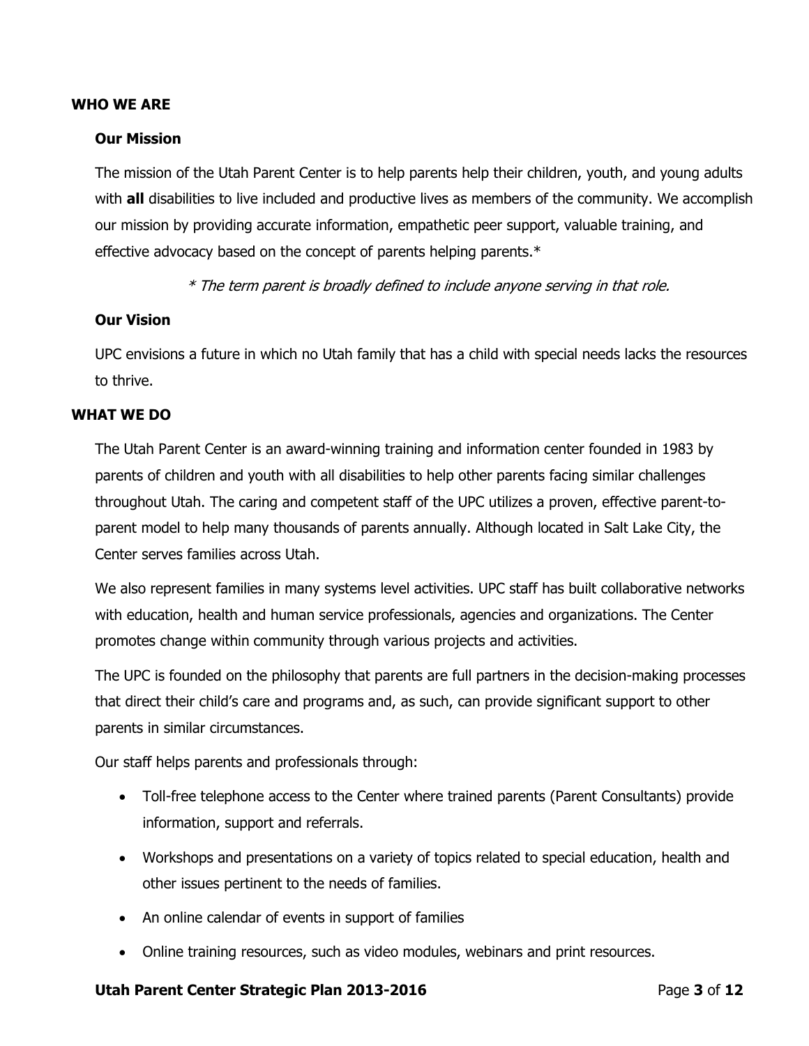## WHO WE ARE

### Our Mission

The mission of the Utah Parent Center is to help parents help their children, youth, and young adults with **all** disabilities to live included and productive lives as members of the community. We accomplish our mission by providing accurate information, empathetic peer support, valuable training, and effective advocacy based on the concept of parents helping parents.*

*\* The term parent is broadly defined to include anyone serving in that role.*

### Our Vision

UPC envisions a future in which no Utah family that has a child with special needs lacks the resources to thrive.

## WHAT WE DO

The Utah Parent Center is an award-winning training and information center founded in 1983 by parents of children and youth with all disabilities to help other parents facing similar challenges throughout Utah. The caring and competent staff of the UPC utilizes a proven, effective parent-to-parent model to help many thousands of parents annually. Although located in Salt Lake City, the Center serves families across Utah.

We also represent families in many systems level activities. UPC staff has built collaborative networks with education, health and human service professionals, agencies and organizations. The Center promotes change within community through various projects and activities.

The UPC is founded on the philosophy that parents are full partners in the decision-making processes that direct their child's care and programs and, as such, can provide significant support to other parents in similar circumstances.

Our staff helps parents and professionals through:

- Toll-free telephone access to the Center where trained parents (Parent Consultants) provide information, support and referrals.
- Workshops and presentations on a variety of topics related to special education, health and other issues pertinent to the needs of families.
- An online calendar of events in support of families
- Online training resources, such as video modules, webinars and print resources.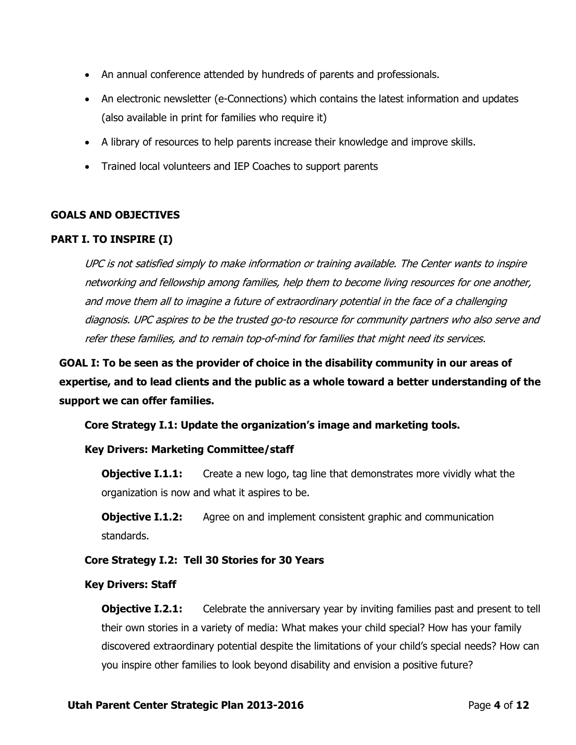- An annual conference attended by hundreds of parents and professionals.
- An electronic newsletter (e-Connections) which contains the latest information and updates (also available in print for families who require it)
- A library of resources to help parents increase their knowledge and improve skills.
- Trained local volunteers and IEP Coaches to support parents

## GOALS AND OBJECTIVES

## PART I. TO INSPIRE (I)

*UPC is not satisfied simply to make information or training available. The Center wants to inspire networking and fellowship among families, help them to become living resources for one another, and move them all to imagine a future of extraordinary potential in the face of a challenging diagnosis. UPC aspires to be the trusted go-to resource for community partners who also serve and refer these families, and to remain top-of-mind for families that might need its services.*

### GOAL I: To be seen as the provider of choice in the disability community in our areas of expertise, and to lead clients and the public as a whole toward a better understanding of the support we can offer families.

#### Core Strategy I.1: Update the organization's image and marketing tools.

**Key Drivers: Marketing Committee/staff**

**Objective I.1.1:** Create a new logo, tag line that demonstrates more vividly what the organization is now and what it aspires to be.

**Objective I.1.2:** Agree on and implement consistent graphic and communication standards.

#### Core Strategy I.2: Tell 30 Stories for 30 Years

**Key Drivers: Staff**

**Objective I.2.1:** Celebrate the anniversary year by inviting families past and present to tell their own stories in a variety of media: What makes your child special? How has your family discovered extraordinary potential despite the limitations of your child's special needs? How can you inspire other families to look beyond disability and envision a positive future?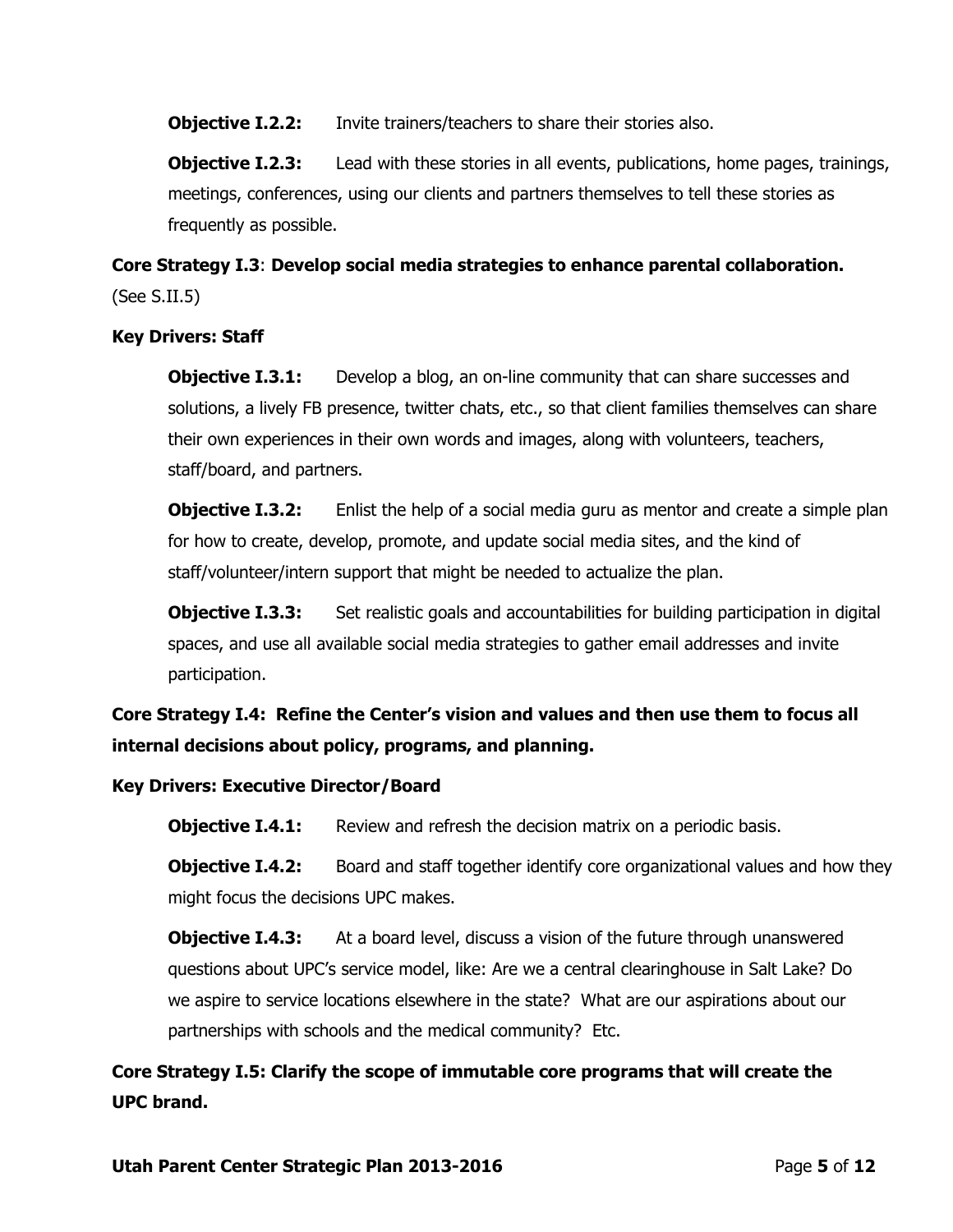**Objective I.2.2:** Invite trainers/teachers to share their stories also.

**Objective I.2.3:** Lead with these stories in all events, publications, home pages, trainings, meetings, conferences, using our clients and partners themselves to tell these stories as frequently as possible.

**Core Strategy I.3**: **Develop social media strategies to enhance parental collaboration.** (See S.II.5)

**Key Drivers: Staff**

**Objective I.3.1:** Develop a blog, an on-line community that can share successes and solutions, a lively FB presence, twitter chats, etc., so that client families themselves can share their own experiences in their own words and images, along with volunteers, teachers, staff/board, and partners.

**Objective I.3.2:** Enlist the help of a social media guru as mentor and create a simple plan for how to create, develop, promote, and update social media sites, and the kind of staff/volunteer/intern support that might be needed to actualize the plan.

**Objective I.3.3:** Set realistic goals and accountabilities for building participation in digital spaces, and use all available social media strategies to gather email addresses and invite participation.

**Core Strategy I.4: Refine the Center's vision and values and then use them to focus all internal decisions about policy, programs, and planning.**

**Key Drivers: Executive Director/Board**

**Objective I.4.1:** Review and refresh the decision matrix on a periodic basis.

**Objective I.4.2:** Board and staff together identify core organizational values and how they might focus the decisions UPC makes.

**Objective I.4.3:** At a board level, discuss a vision of the future through unanswered questions about UPC's service model, like: Are we a central clearinghouse in Salt Lake? Do we aspire to service locations elsewhere in the state? What are our aspirations about our partnerships with schools and the medical community? Etc.

**Core Strategy I.5: Clarify the scope of immutable core programs that will create the UPC brand.**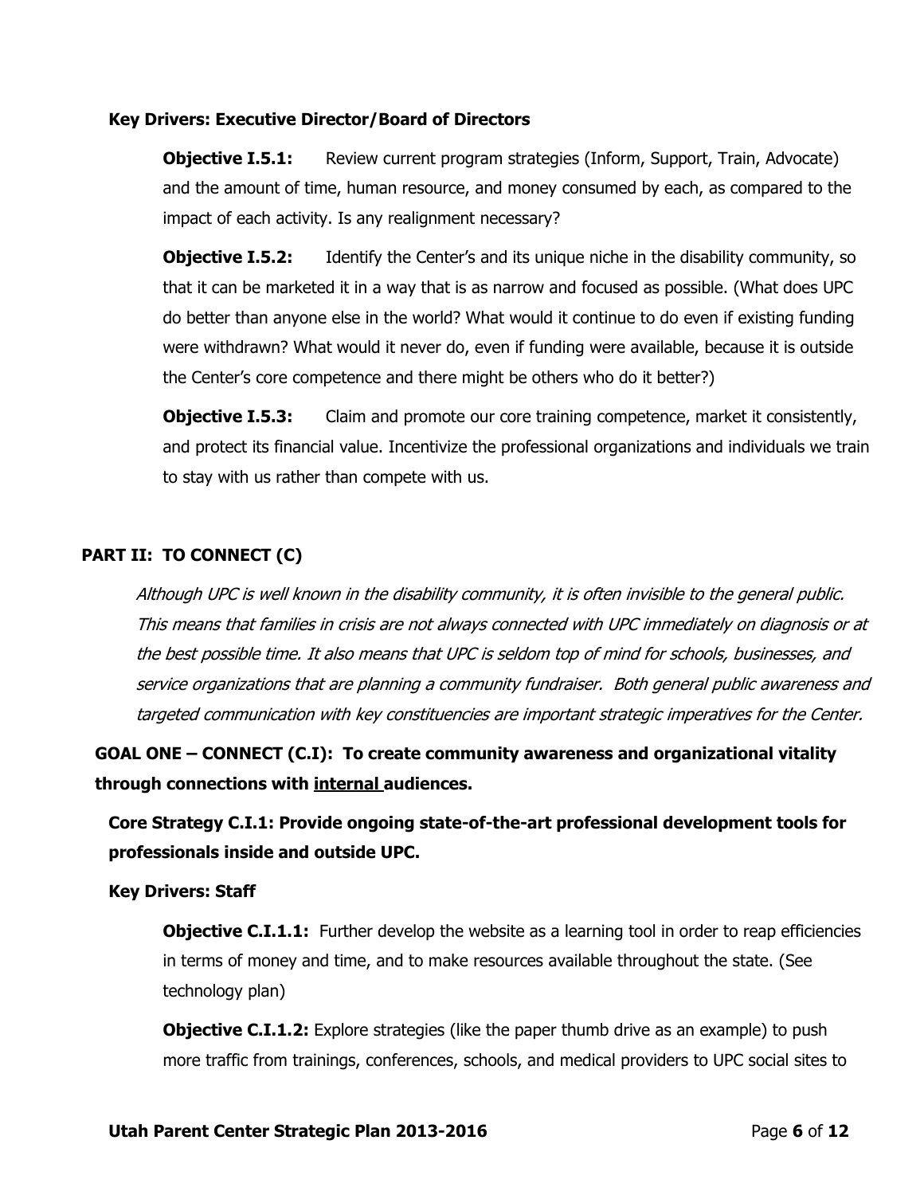**Key Drivers: Executive Director/Board of Directors**

**Objective I.5.1:** Review current program strategies (Inform, Support, Train, Advocate) and the amount of time, human resource, and money consumed by each, as compared to the impact of each activity. Is any realignment necessary?

**Objective I.5.2:** Identify the Center's and its unique niche in the disability community, so that it can be marketed it in a way that is as narrow and focused as possible. (What does UPC do better than anyone else in the world? What would it continue to do even if existing funding were withdrawn? What would it never do, even if funding were available, because it is outside the Center's core competence and there might be others who do it better?)

**Objective I.5.3:** Claim and promote our core training competence, market it consistently, and protect its financial value. Incentivize the professional organizations and individuals we train to stay with us rather than compete with us.

## PART II: TO CONNECT (C)

*Although UPC is well known in the disability community, it is often invisible to the general public. This means that families in crisis are not always connected with UPC immediately on diagnosis or at the best possible time. It also means that UPC is seldom top of mind for schools, businesses, and service organizations that are planning a community fundraiser. Both general public awareness and targeted communication with key constituencies are important strategic imperatives for the Center.*

### GOAL ONE – CONNECT (C.I): To create community awareness and organizational vitality through connections with <u>internal</u> audiences.

**Core Strategy C.I.1: Provide ongoing state-of-the-art professional development tools for professionals inside and outside UPC.**

**Key Drivers: Staff**

**Objective C.I.1.1:** Further develop the website as a learning tool in order to reap efficiencies in terms of money and time, and to make resources available throughout the state. (See technology plan)

**Objective C.I.1.2:** Explore strategies (like the paper thumb drive as an example) to push more traffic from trainings, conferences, schools, and medical providers to UPC social sites to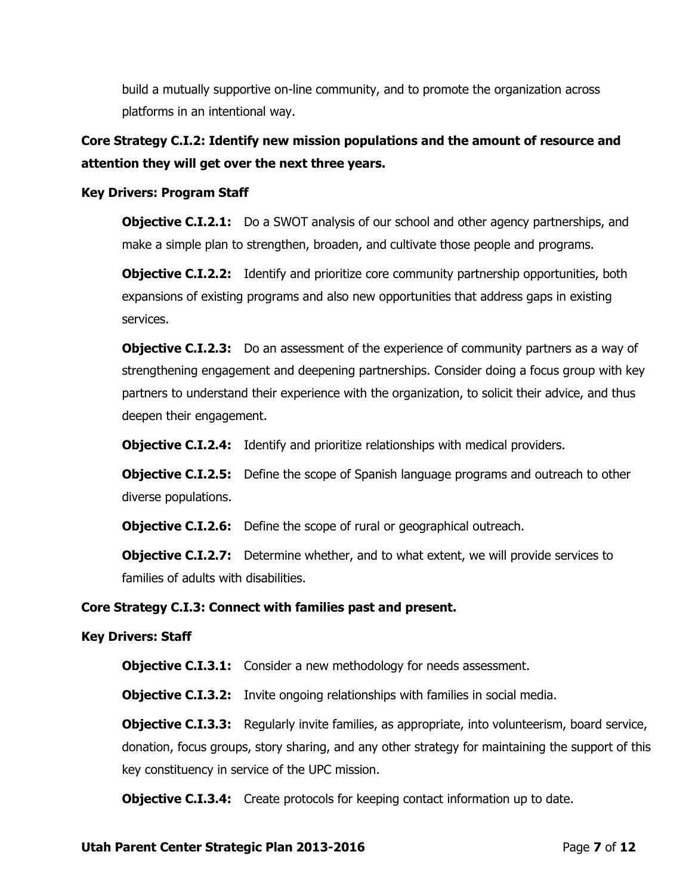build a mutually supportive on-line community, and to promote the organization across platforms in an intentional way.

**Core Strategy C.I.2: Identify new mission populations and the amount of resource and attention they will get over the next three years.**

**Key Drivers: Program Staff**

**Objective C.I.2.1:** Do a SWOT analysis of our school and other agency partnerships, and make a simple plan to strengthen, broaden, and cultivate those people and programs.

**Objective C.I.2.2:** Identify and prioritize core community partnership opportunities, both expansions of existing programs and also new opportunities that address gaps in existing services.

**Objective C.I.2.3:** Do an assessment of the experience of community partners as a way of strengthening engagement and deepening partnerships. Consider doing a focus group with key partners to understand their experience with the organization, to solicit their advice, and thus deepen their engagement.

**Objective C.I.2.4:** Identify and prioritize relationships with medical providers.

**Objective C.I.2.5:** Define the scope of Spanish language programs and outreach to other diverse populations.

**Objective C.I.2.6:** Define the scope of rural or geographical outreach.

**Objective C.I.2.7:** Determine whether, and to what extent, we will provide services to families of adults with disabilities.

**Core Strategy C.I.3: Connect with families past and present.**

**Key Drivers: Staff**

**Objective C.I.3.1:** Consider a new methodology for needs assessment.

**Objective C.I.3.2:** Invite ongoing relationships with families in social media.

**Objective C.I.3.3:** Regularly invite families, as appropriate, into volunteerism, board service, donation, focus groups, story sharing, and any other strategy for maintaining the support of this key constituency in service of the UPC mission.

**Objective C.I.3.4:** Create protocols for keeping contact information up to date.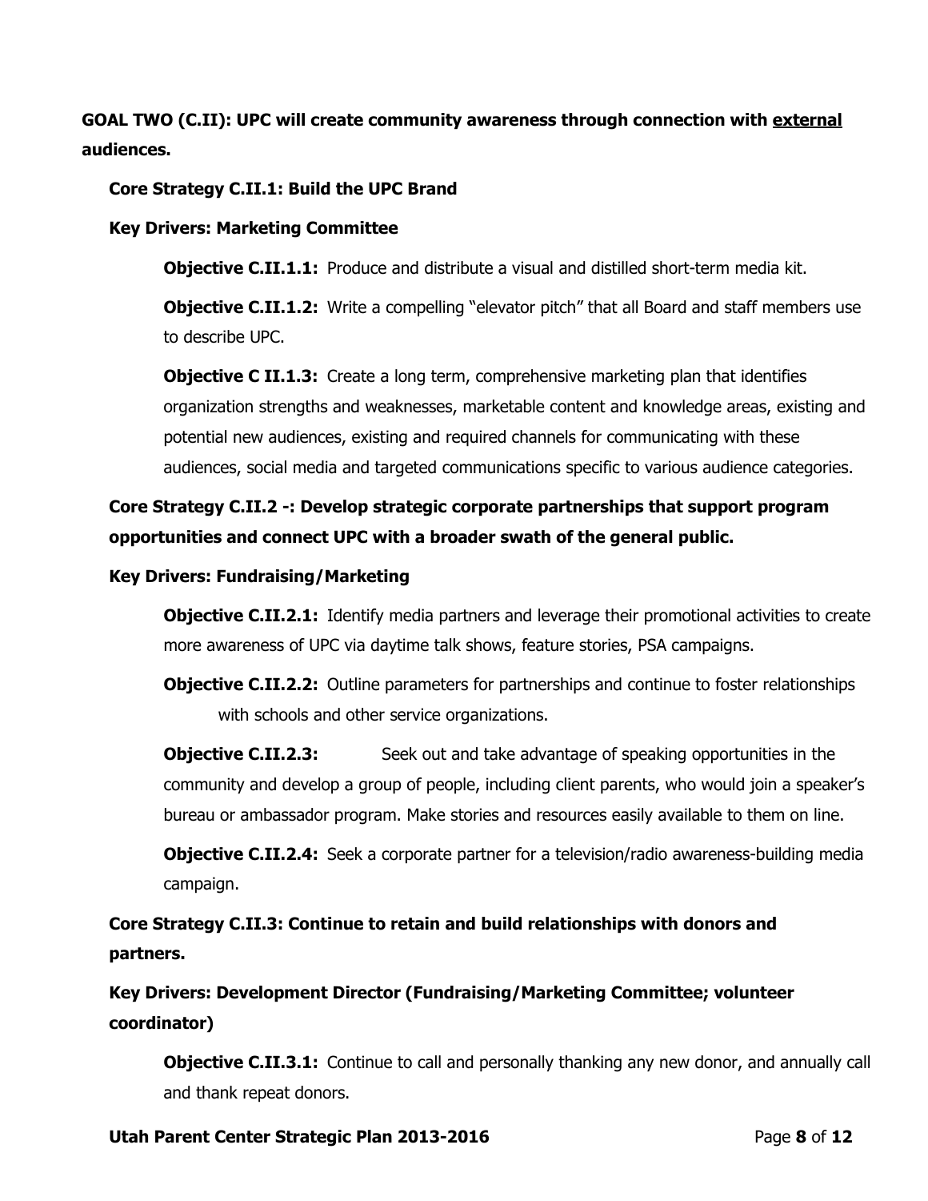**GOAL TWO (C.II): UPC will create community awareness through connection with <u>external</u> audiences.**

**Core Strategy C.II.1: Build the UPC Brand**

**Key Drivers: Marketing Committee**

**Objective C.II.1.1:** Produce and distribute a visual and distilled short-term media kit.

**Objective C.II.1.2:** Write a compelling "elevator pitch" that all Board and staff members use to describe UPC.

**Objective C II.1.3:** Create a long term, comprehensive marketing plan that identifies organization strengths and weaknesses, marketable content and knowledge areas, existing and potential new audiences, existing and required channels for communicating with these audiences, social media and targeted communications specific to various audience categories.

**Core Strategy C.II.2 -: Develop strategic corporate partnerships that support program opportunities and connect UPC with a broader swath of the general public.**

**Key Drivers: Fundraising/Marketing**

**Objective C.II.2.1:** Identify media partners and leverage their promotional activities to create more awareness of UPC via daytime talk shows, feature stories, PSA campaigns.

**Objective C.II.2.2:** Outline parameters for partnerships and continue to foster relationships with schools and other service organizations.

**Objective C.II.2.3:** Seek out and take advantage of speaking opportunities in the community and develop a group of people, including client parents, who would join a speaker's bureau or ambassador program. Make stories and resources easily available to them on line.

**Objective C.II.2.4:** Seek a corporate partner for a television/radio awareness-building media campaign.

**Core Strategy C.II.3: Continue to retain and build relationships with donors and partners.**

**Key Drivers: Development Director (Fundraising/Marketing Committee; volunteer coordinator)**

**Objective C.II.3.1:** Continue to call and personally thanking any new donor, and annually call and thank repeat donors.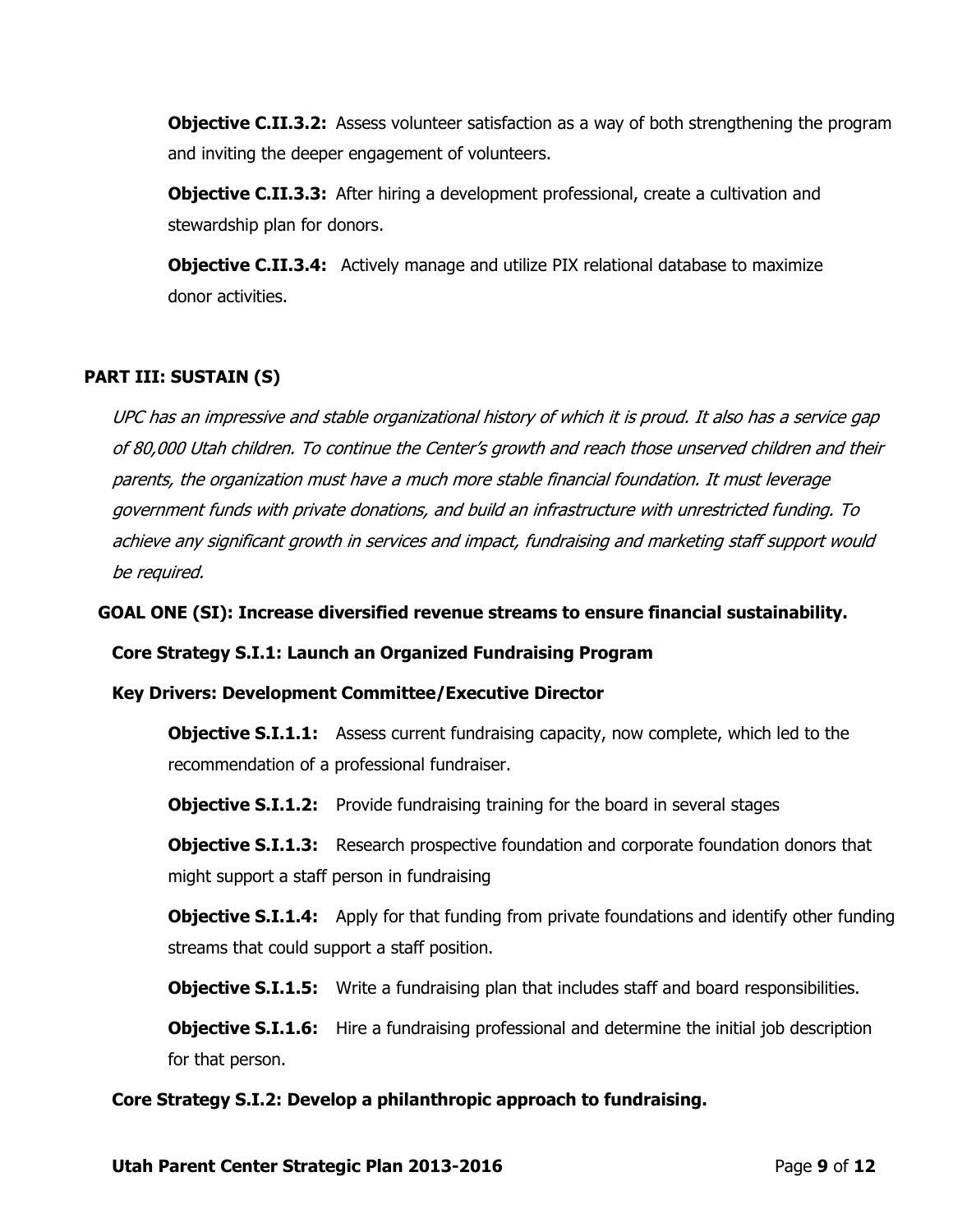**Objective C.II.3.2:** Assess volunteer satisfaction as a way of both strengthening the program and inviting the deeper engagement of volunteers.

**Objective C.II.3.3:** After hiring a development professional, create a cultivation and stewardship plan for donors.

**Objective C.II.3.4:** Actively manage and utilize PIX relational database to maximize donor activities.

## PART III: SUSTAIN (S)

*UPC has an impressive and stable organizational history of which it is proud. It also has a service gap of 80,000 Utah children. To continue the Center's growth and reach those unserved children and their parents, the organization must have a much more stable financial foundation. It must leverage government funds with private donations, and build an infrastructure with unrestricted funding. To achieve any significant growth in services and impact, fundraising and marketing staff support would be required.*

### GOAL ONE (SI): Increase diversified revenue streams to ensure financial sustainability.

#### Core Strategy S.I.1: Launch an Organized Fundraising Program

**Key Drivers: Development Committee/Executive Director**

**Objective S.I.1.1:** Assess current fundraising capacity, now complete, which led to the recommendation of a professional fundraiser.

**Objective S.I.1.2:** Provide fundraising training for the board in several stages

**Objective S.I.1.3:** Research prospective foundation and corporate foundation donors that might support a staff person in fundraising

**Objective S.I.1.4:** Apply for that funding from private foundations and identify other funding streams that could support a staff position.

**Objective S.I.1.5:** Write a fundraising plan that includes staff and board responsibilities.

**Objective S.I.1.6:** Hire a fundraising professional and determine the initial job description for that person.

#### Core Strategy S.I.2: Develop a philanthropic approach to fundraising.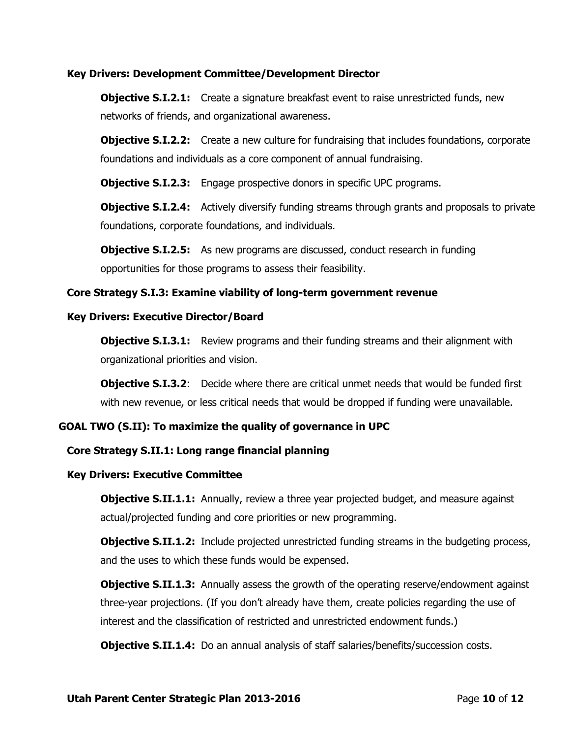**Key Drivers: Development Committee/Development Director**

**Objective S.I.2.1:** Create a signature breakfast event to raise unrestricted funds, new networks of friends, and organizational awareness.

**Objective S.I.2.2:** Create a new culture for fundraising that includes foundations, corporate foundations and individuals as a core component of annual fundraising.

**Objective S.I.2.3:** Engage prospective donors in specific UPC programs.

**Objective S.I.2.4:** Actively diversify funding streams through grants and proposals to private foundations, corporate foundations, and individuals.

**Objective S.I.2.5:** As new programs are discussed, conduct research in funding opportunities for those programs to assess their feasibility.

**Core Strategy S.I.3: Examine viability of long-term government revenue**

**Key Drivers: Executive Director/Board**

**Objective S.I.3.1:** Review programs and their funding streams and their alignment with organizational priorities and vision.

**Objective S.I.3.2**: Decide where there are critical unmet needs that would be funded first with new revenue, or less critical needs that would be dropped if funding were unavailable.

## GOAL TWO (S.II): To maximize the quality of governance in UPC

**Core Strategy S.II.1: Long range financial planning**

**Key Drivers: Executive Committee**

**Objective S.II.1.1:** Annually, review a three year projected budget, and measure against actual/projected funding and core priorities or new programming.

**Objective S.II.1.2:** Include projected unrestricted funding streams in the budgeting process, and the uses to which these funds would be expensed.

**Objective S.II.1.3:** Annually assess the growth of the operating reserve/endowment against three-year projections. (If you don't already have them, create policies regarding the use of interest and the classification of restricted and unrestricted endowment funds.)

**Objective S.II.1.4:** Do an annual analysis of staff salaries/benefits/succession costs.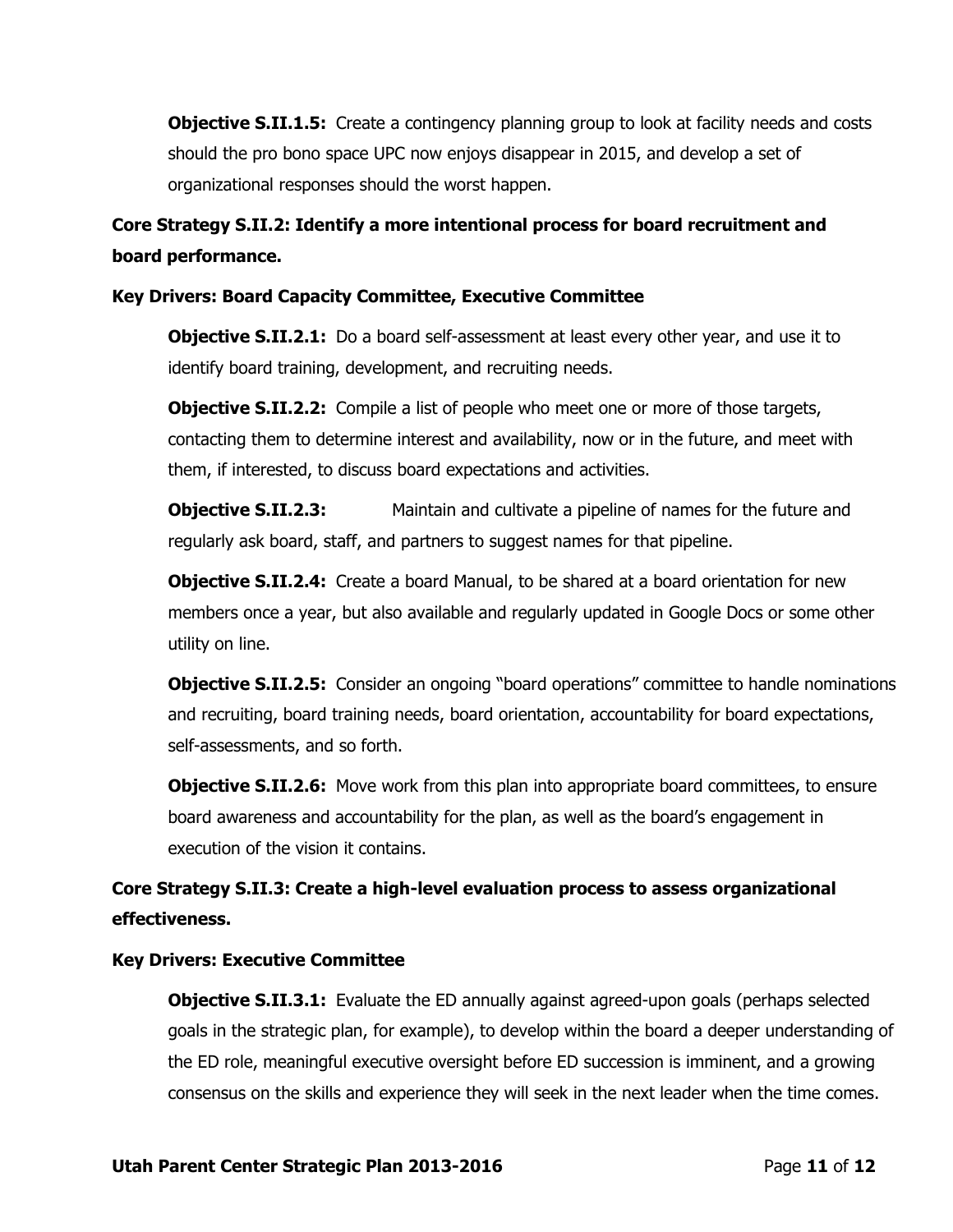**Objective S.II.1.5:** Create a contingency planning group to look at facility needs and costs should the pro bono space UPC now enjoys disappear in 2015, and develop a set of organizational responses should the worst happen.

**Core Strategy S.II.2: Identify a more intentional process for board recruitment and board performance.**

**Key Drivers: Board Capacity Committee, Executive Committee**

**Objective S.II.2.1:** Do a board self-assessment at least every other year, and use it to identify board training, development, and recruiting needs.

**Objective S.II.2.2:** Compile a list of people who meet one or more of those targets, contacting them to determine interest and availability, now or in the future, and meet with them, if interested, to discuss board expectations and activities.

**Objective S.II.2.3:** Maintain and cultivate a pipeline of names for the future and regularly ask board, staff, and partners to suggest names for that pipeline.

**Objective S.II.2.4:** Create a board Manual, to be shared at a board orientation for new members once a year, but also available and regularly updated in Google Docs or some other utility on line.

**Objective S.II.2.5:** Consider an ongoing "board operations" committee to handle nominations and recruiting, board training needs, board orientation, accountability for board expectations, self-assessments, and so forth.

**Objective S.II.2.6:** Move work from this plan into appropriate board committees, to ensure board awareness and accountability for the plan, as well as the board's engagement in execution of the vision it contains.

**Core Strategy S.II.3: Create a high-level evaluation process to assess organizational effectiveness.**

**Key Drivers: Executive Committee**

**Objective S.II.3.1:** Evaluate the ED annually against agreed-upon goals (perhaps selected goals in the strategic plan, for example), to develop within the board a deeper understanding of the ED role, meaningful executive oversight before ED succession is imminent, and a growing consensus on the skills and experience they will seek in the next leader when the time comes.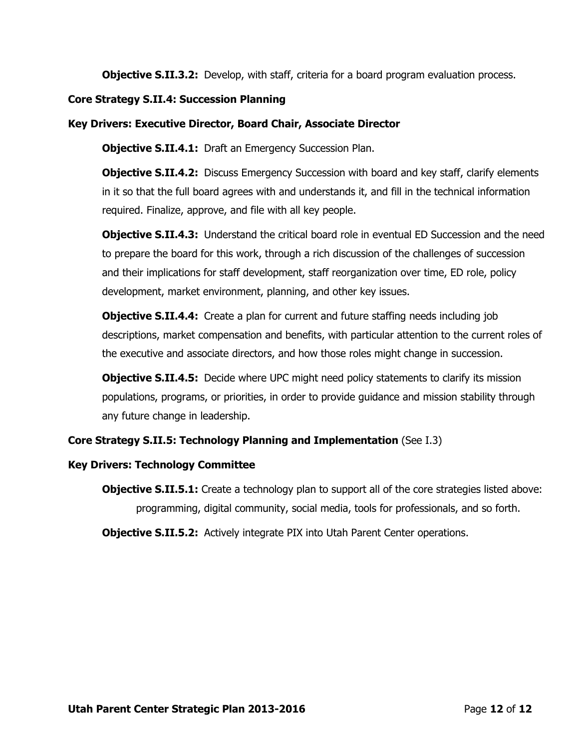**Objective S.II.3.2:** Develop, with staff, criteria for a board program evaluation process.

**Core Strategy S.II.4: Succession Planning**

**Key Drivers: Executive Director, Board Chair, Associate Director**

**Objective S.II.4.1:** Draft an Emergency Succession Plan.

**Objective S.II.4.2:** Discuss Emergency Succession with board and key staff, clarify elements in it so that the full board agrees with and understands it, and fill in the technical information required. Finalize, approve, and file with all key people.

**Objective S.II.4.3:** Understand the critical board role in eventual ED Succession and the need to prepare the board for this work, through a rich discussion of the challenges of succession and their implications for staff development, staff reorganization over time, ED role, policy development, market environment, planning, and other key issues.

**Objective S.II.4.4:** Create a plan for current and future staffing needs including job descriptions, market compensation and benefits, with particular attention to the current roles of the executive and associate directors, and how those roles might change in succession.

**Objective S.II.4.5:** Decide where UPC might need policy statements to clarify its mission populations, programs, or priorities, in order to provide guidance and mission stability through any future change in leadership.

**Core Strategy S.II.5: Technology Planning and Implementation** (See I.3)

**Key Drivers: Technology Committee**

**Objective S.II.5.1:** Create a technology plan to support all of the core strategies listed above: programming, digital community, social media, tools for professionals, and so forth.

**Objective S.II.5.2:** Actively integrate PIX into Utah Parent Center operations.